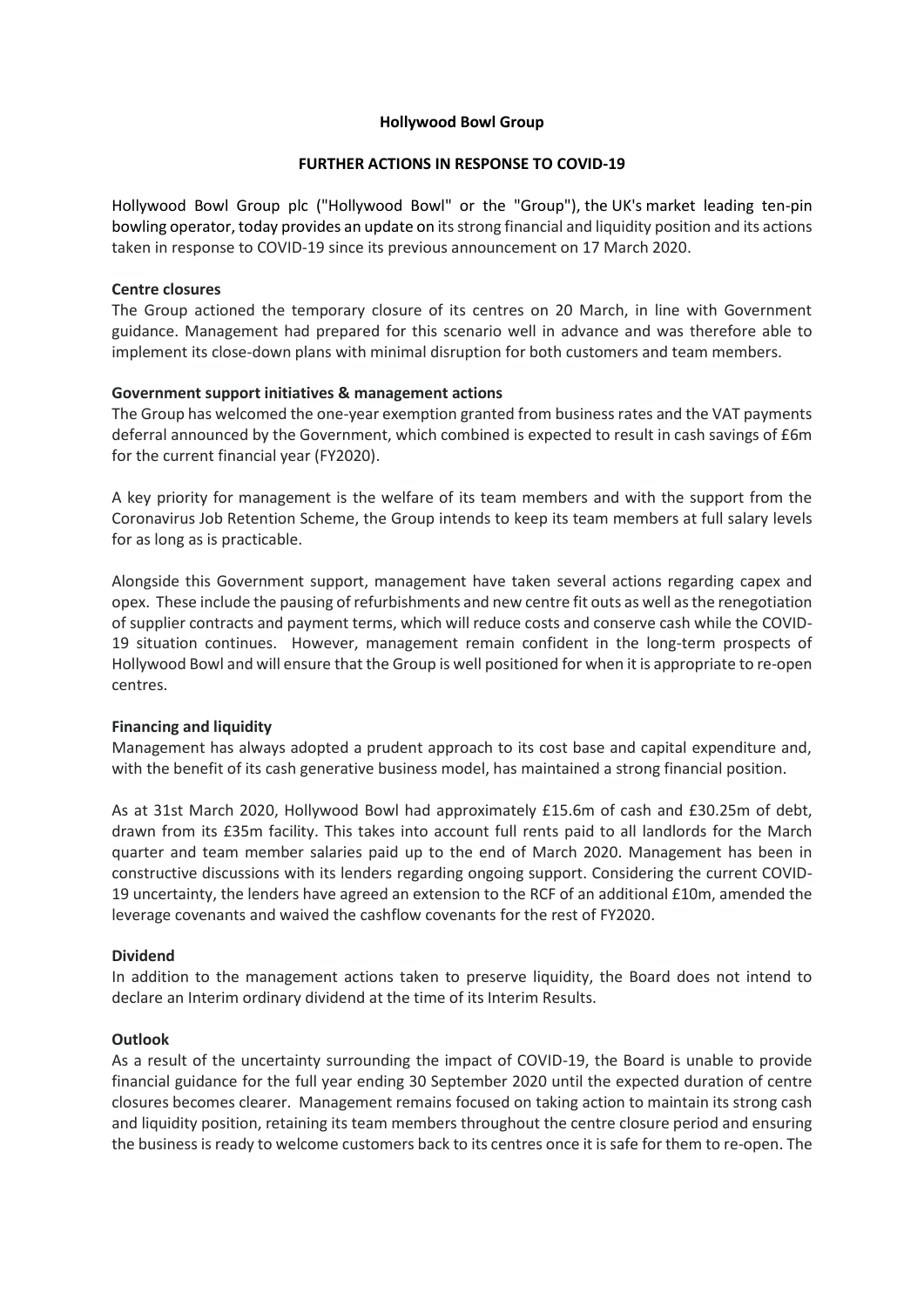# Hollywood Bowl Group

## FURTHER ACTIONS IN RESPONSE TO COVID-19

Hollywood Bowl Group plc ("Hollywood Bowl" or the "Group"), the UK's market leading ten-pin bowling operator, today provides an update on its strong financial and liquidity position and its actions taken in response to COVID-19 since its previous announcement on 17 March 2020.

**Centre closures**

The Group actioned the temporary closure of its centres on 20 March, in line with Government guidance. Management had prepared for this scenario well in advance and was therefore able to implement its close-down plans with minimal disruption for both customers and team members.

**Government support initiatives & management actions**

The Group has welcomed the one-year exemption granted from business rates and the VAT payments deferral announced by the Government, which combined is expected to result in cash savings of £6m for the current financial year (FY2020).

A key priority for management is the welfare of its team members and with the support from the Coronavirus Job Retention Scheme, the Group intends to keep its team members at full salary levels for as long as is practicable.

Alongside this Government support, management have taken several actions regarding capex and opex. These include the pausing of refurbishments and new centre fit outs as well as the renegotiation of supplier contracts and payment terms, which will reduce costs and conserve cash while the COVID-19 situation continues. However, management remain confident in the long-term prospects of Hollywood Bowl and will ensure that the Group is well positioned for when it is appropriate to re-open centres.

**Financing and liquidity**

Management has always adopted a prudent approach to its cost base and capital expenditure and, with the benefit of its cash generative business model, has maintained a strong financial position.

As at 31st March 2020, Hollywood Bowl had approximately £15.6m of cash and £30.25m of debt, drawn from its £35m facility. This takes into account full rents paid to all landlords for the March quarter and team member salaries paid up to the end of March 2020. Management has been in constructive discussions with its lenders regarding ongoing support. Considering the current COVID-19 uncertainty, the lenders have agreed an extension to the RCF of an additional £10m, amended the leverage covenants and waived the cashflow covenants for the rest of FY2020.

**Dividend**

In addition to the management actions taken to preserve liquidity, the Board does not intend to declare an Interim ordinary dividend at the time of its Interim Results.

**Outlook**

As a result of the uncertainty surrounding the impact of COVID-19, the Board is unable to provide financial guidance for the full year ending 30 September 2020 until the expected duration of centre closures becomes clearer. Management remains focused on taking action to maintain its strong cash and liquidity position, retaining its team members throughout the centre closure period and ensuring the business is ready to welcome customers back to its centres once it is safe for them to re-open. The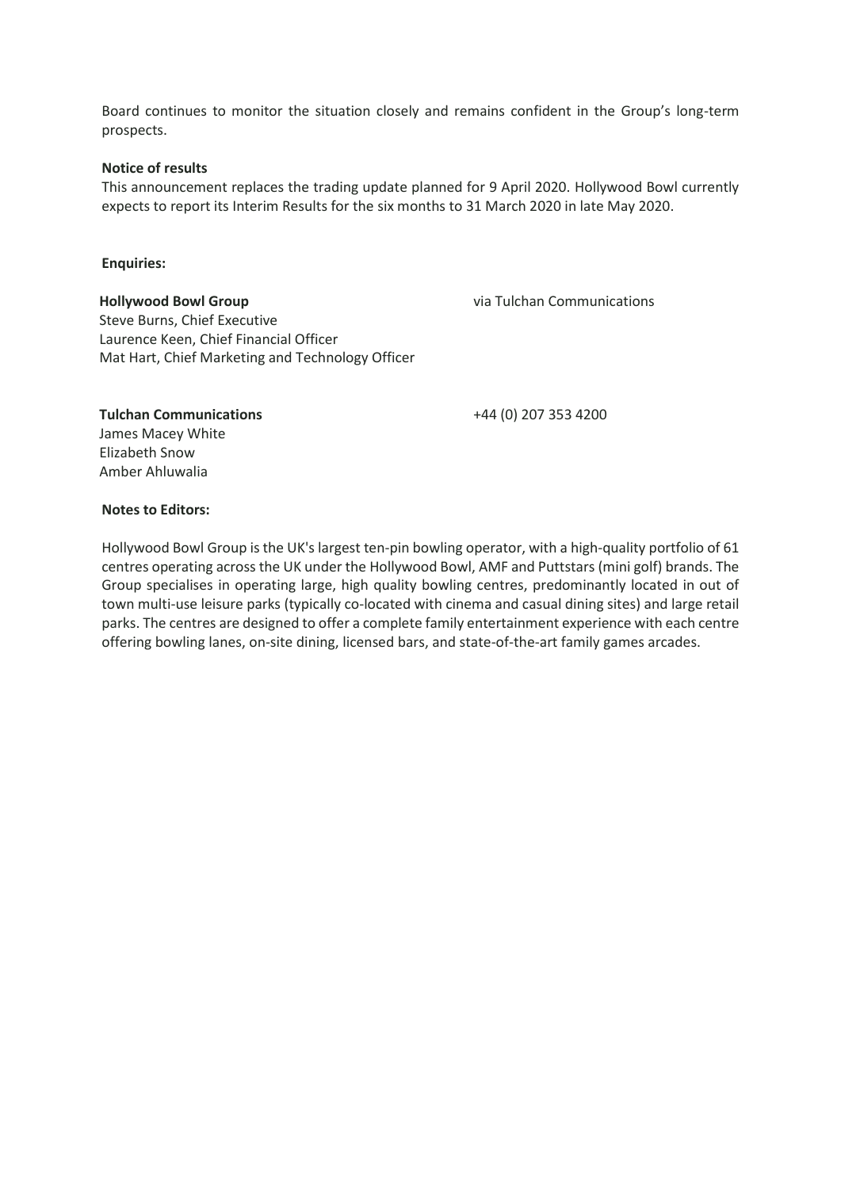Board continues to monitor the situation closely and remains confident in the Group's long-term prospects.

**Notice of results**

This announcement replaces the trading update planned for 9 April 2020. Hollywood Bowl currently expects to report its Interim Results for the six months to 31 March 2020 in late May 2020.

**Enquiries:**

**Hollywood Bowl Group** via Tulchan Communications

Steve Burns, Chief Executive
Laurence Keen, Chief Financial Officer
Mat Hart, Chief Marketing and Technology Officer

**Tulchan Communications** +44 (0) 207 353 4200

James Macey White
Elizabeth Snow
Amber Ahluwalia

**Notes to Editors:**

Hollywood Bowl Group is the UK's largest ten-pin bowling operator, with a high-quality portfolio of 61 centres operating across the UK under the Hollywood Bowl, AMF and Puttstars (mini golf) brands. The Group specialises in operating large, high quality bowling centres, predominantly located in out of town multi-use leisure parks (typically co-located with cinema and casual dining sites) and large retail parks. The centres are designed to offer a complete family entertainment experience with each centre offering bowling lanes, on-site dining, licensed bars, and state-of-the-art family games arcades.